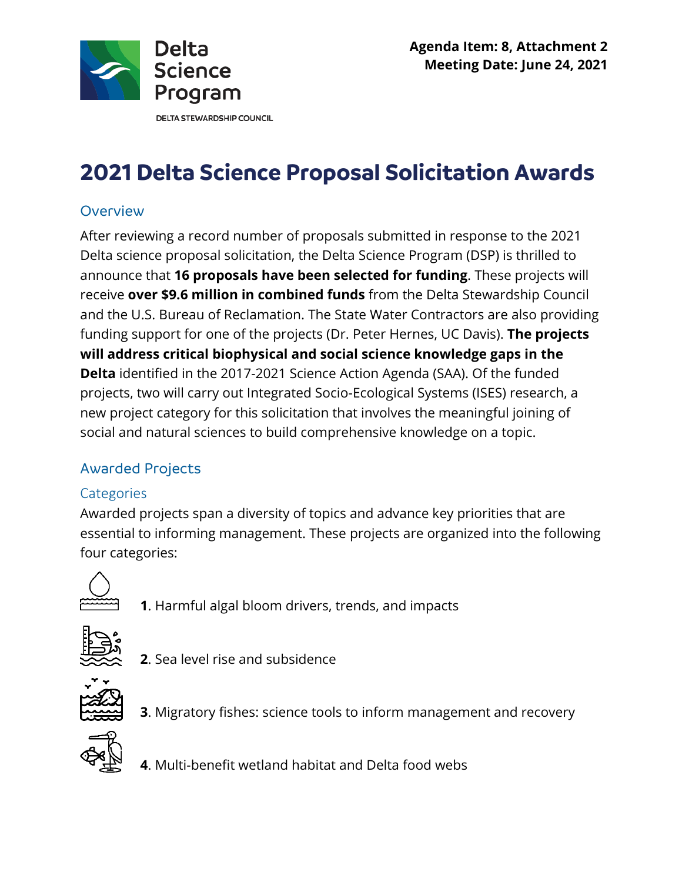Delta Science Program

DELTA STEWARDSHIP COUNCIL

**Agenda Item: 8, Attachment 2**
**Meeting Date: June 24, 2021**

# 2021 Delta Science Proposal Solicitation Awards

## Overview

After reviewing a record number of proposals submitted in response to the 2021 Delta science proposal solicitation, the Delta Science Program (DSP) is thrilled to announce that **16 proposals have been selected for funding**. These projects will receive **over $9.6 million in combined funds** from the Delta Stewardship Council and the U.S. Bureau of Reclamation. The State Water Contractors are also providing funding support for one of the projects (Dr. Peter Hernes, UC Davis). **The projects will address critical biophysical and social science knowledge gaps in the Delta** identified in the 2017-2021 Science Action Agenda (SAA). Of the funded projects, two will carry out Integrated Socio-Ecological Systems (ISES) research, a new project category for this solicitation that involves the meaningful joining of social and natural sciences to build comprehensive knowledge on a topic.

## Awarded Projects

### Categories

Awarded projects span a diversity of topics and advance key priorities that are essential to informing management. These projects are organized into the following four categories:

**1**. Harmful algal bloom drivers, trends, and impacts

**2**. Sea level rise and subsidence

**3**. Migratory fishes: science tools to inform management and recovery

**4**. Multi-benefit wetland habitat and Delta food webs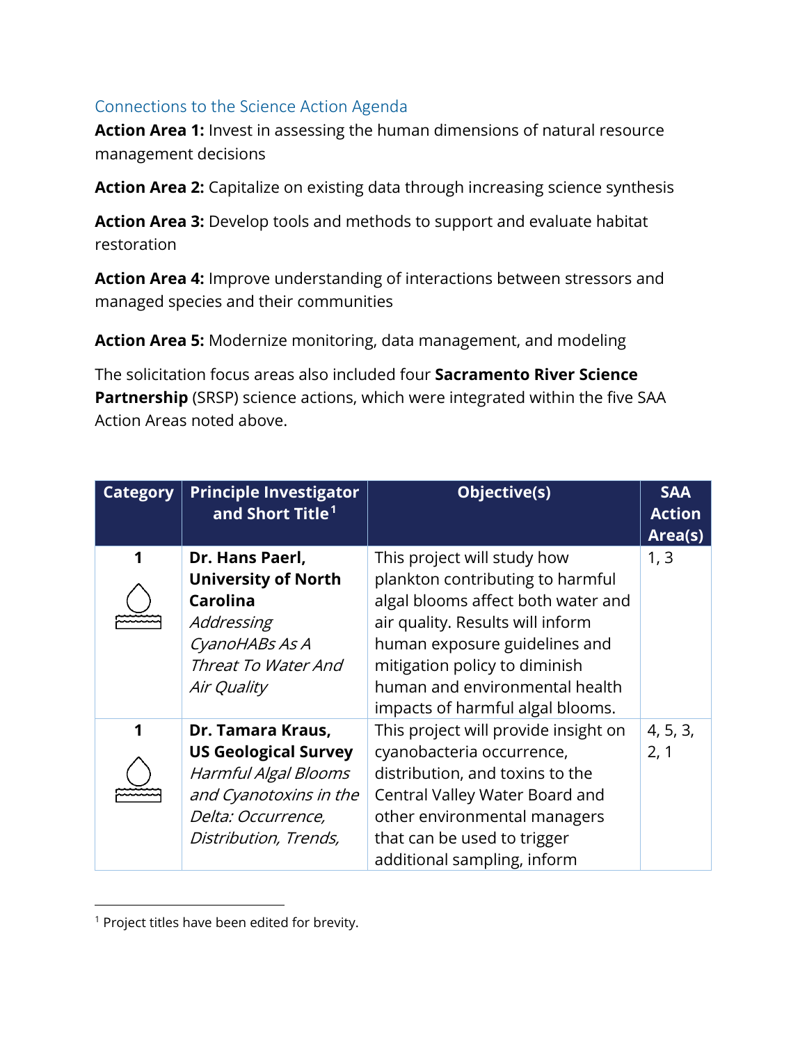## Connections to the Science Action Agenda

**Action Area 1:** Invest in assessing the human dimensions of natural resource management decisions

**Action Area 2:** Capitalize on existing data through increasing science synthesis

**Action Area 3:** Develop tools and methods to support and evaluate habitat restoration

**Action Area 4:** Improve understanding of interactions between stressors and managed species and their communities

**Action Area 5:** Modernize monitoring, data management, and modeling

The solicitation focus areas also included four **Sacramento River Science Partnership** (SRSP) science actions, which were integrated within the five SAA Action Areas noted above.

| Category | Principle Investigator and Short Title[1] | Objective(s) | SAA Action Area(s) |
|---|---|---|---|
| 1 | **Dr. Hans Paerl, University of North Carolina** *Addressing CyanoHABs As A Threat To Water And Air Quality* | This project will study how plankton contributing to harmful algal blooms affect both water and air quality. Results will inform human exposure guidelines and mitigation policy to diminish human and environmental health impacts of harmful algal blooms. | 1, 3 |
| 1 | **Dr. Tamara Kraus, US Geological Survey** *Harmful Algal Blooms and Cyanotoxins in the Delta: Occurrence, Distribution, Trends,* | This project will provide insight on cyanobacteria occurrence, distribution, and toxins to the Central Valley Water Board and other environmental managers that can be used to trigger additional sampling, inform | 4, 5, 3, 2, 1 |

[1] Project titles have been edited for brevity.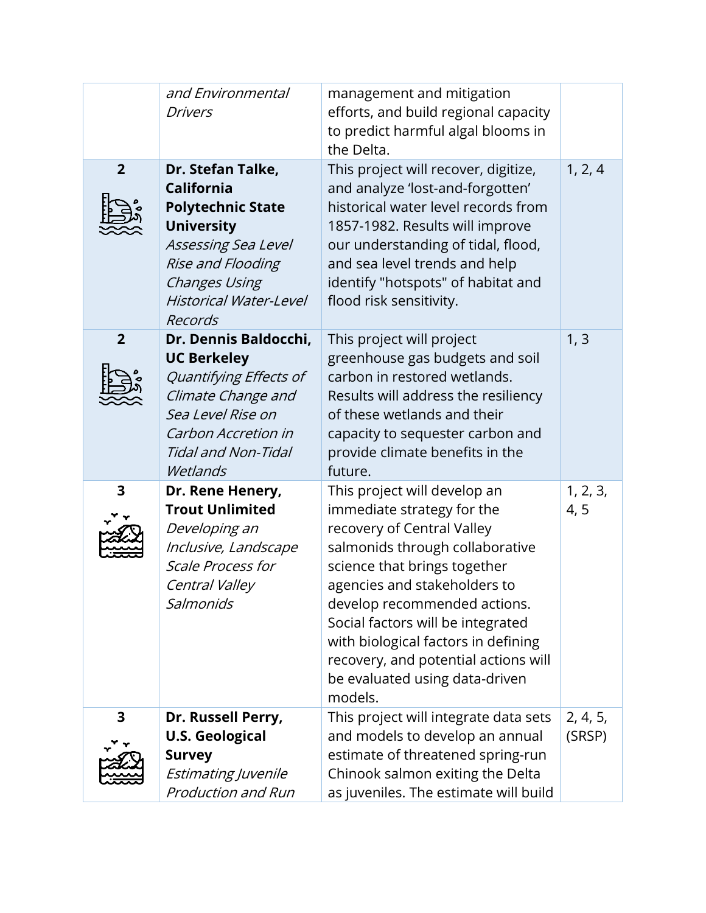|  |  |  |  |
|---|---|---|---|
|  | *and Environmental Drivers* | management and mitigation efforts, and build regional capacity to predict harmful algal blooms in the Delta. |  |
| 2 | **Dr. Stefan Talke, California Polytechnic State University** *Assessing Sea Level Rise and Flooding Changes Using Historical Water-Level Records* | This project will recover, digitize, and analyze 'lost-and-forgotten' historical water level records from 1857-1982. Results will improve our understanding of tidal, flood, and sea level trends and help identify "hotspots" of habitat and flood risk sensitivity. | 1, 2, 4 |
| 2 | **Dr. Dennis Baldocchi, UC Berkeley** *Quantifying Effects of Climate Change and Sea Level Rise on Carbon Accretion in Tidal and Non-Tidal Wetlands* | This project will project greenhouse gas budgets and soil carbon in restored wetlands. Results will address the resiliency of these wetlands and their capacity to sequester carbon and provide climate benefits in the future. | 1, 3 |
| 3 | **Dr. Rene Henery, Trout Unlimited** *Developing an Inclusive, Landscape Scale Process for Central Valley Salmonids* | This project will develop an immediate strategy for the recovery of Central Valley salmonids through collaborative science that brings together agencies and stakeholders to develop recommended actions. Social factors will be integrated with biological factors in defining recovery, and potential actions will be evaluated using data-driven models. | 1, 2, 3, 4, 5 |
| 3 | **Dr. Russell Perry, U.S. Geological Survey** *Estimating Juvenile Production and Run* | This project will integrate data sets and models to develop an annual estimate of threatened spring-run Chinook salmon exiting the Delta as juveniles. The estimate will build | 2, 4, 5, (SRSP) |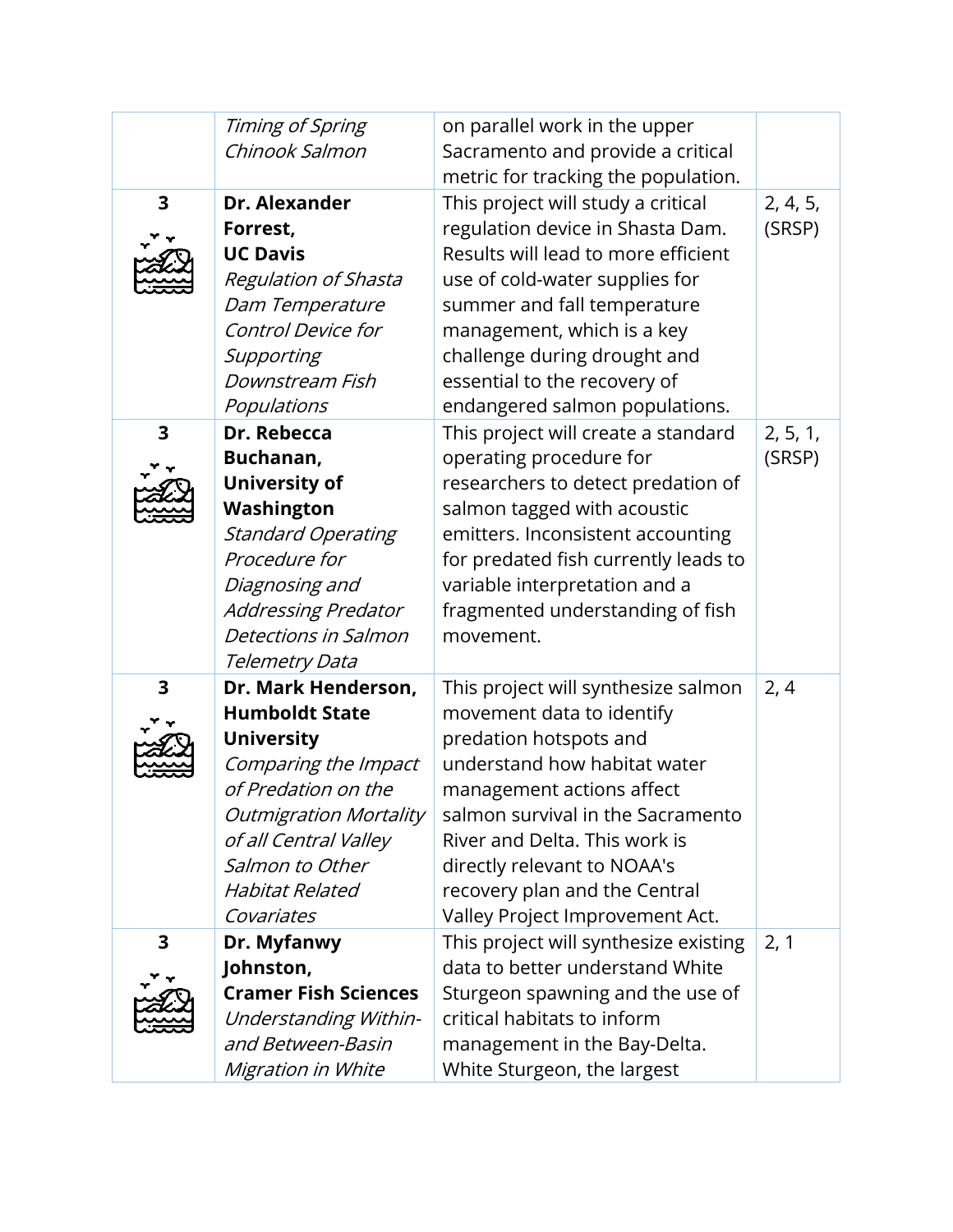| | | | |
|---|---|---|---|
| | *Timing of Spring Chinook Salmon* | on parallel work in the upper Sacramento and provide a critical metric for tracking the population. | |
| **3** | **Dr. Alexander Forrest, UC Davis** *Regulation of Shasta Dam Temperature Control Device for Supporting Downstream Fish Populations* | This project will study a critical regulation device in Shasta Dam. Results will lead to more efficient use of cold-water supplies for summer and fall temperature management, which is a key challenge during drought and essential to the recovery of endangered salmon populations. | 2, 4, 5, (SRSP) |
| **3** | **Dr. Rebecca Buchanan, University of Washington** *Standard Operating Procedure for Diagnosing and Addressing Predator Detections in Salmon Telemetry Data* | This project will create a standard operating procedure for researchers to detect predation of salmon tagged with acoustic emitters. Inconsistent accounting for predated fish currently leads to variable interpretation and a fragmented understanding of fish movement. | 2, 5, 1, (SRSP) |
| **3** | **Dr. Mark Henderson, Humboldt State University** *Comparing the Impact of Predation on the Outmigration Mortality of all Central Valley Salmon to Other Habitat Related Covariates* | This project will synthesize salmon movement data to identify predation hotspots and understand how habitat water management actions affect salmon survival in the Sacramento River and Delta. This work is directly relevant to NOAA's recovery plan and the Central Valley Project Improvement Act. | 2, 4 |
| **3** | **Dr. Myfanwy Johnston, Cramer Fish Sciences** *Understanding Within- and Between-Basin Migration in White* | This project will synthesize existing data to better understand White Sturgeon spawning and the use of critical habitats to inform management in the Bay-Delta. White Sturgeon, the largest | 2, 1 |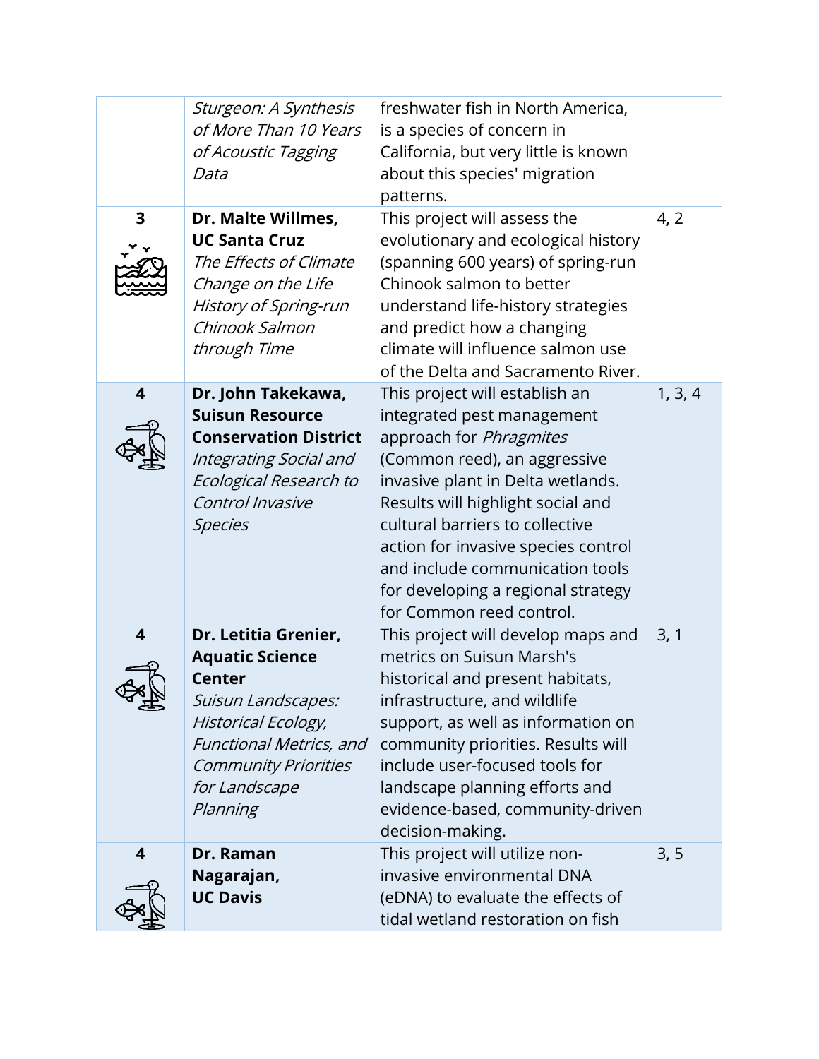| | | | |
|---|---|---|---|
| | *Sturgeon: A Synthesis of More Than 10 Years of Acoustic Tagging Data* | freshwater fish in North America, is a species of concern in California, but very little is known about this species' migration patterns. | |
| **3** | **Dr. Malte Willmes, UC Santa Cruz** *The Effects of Climate Change on the Life History of Spring-run Chinook Salmon through Time* | This project will assess the evolutionary and ecological history (spanning 600 years) of spring-run Chinook salmon to better understand life-history strategies and predict how a changing climate will influence salmon use of the Delta and Sacramento River. | 4, 2 |
| **4** | **Dr. John Takekawa, Suisun Resource Conservation District** *Integrating Social and Ecological Research to Control Invasive Species* | This project will establish an integrated pest management approach for *Phragmites* (Common reed), an aggressive invasive plant in Delta wetlands. Results will highlight social and cultural barriers to collective action for invasive species control and include communication tools for developing a regional strategy for Common reed control. | 1, 3, 4 |
| **4** | **Dr. Letitia Grenier, Aquatic Science Center** *Suisun Landscapes: Historical Ecology, Functional Metrics, and Community Priorities for Landscape Planning* | This project will develop maps and metrics on Suisun Marsh's historical and present habitats, infrastructure, and wildlife support, as well as information on community priorities. Results will include user-focused tools for landscape planning efforts and evidence-based, community-driven decision-making. | 3, 1 |
| **4** | **Dr. Raman Nagarajan, UC Davis** | This project will utilize non-invasive environmental DNA (eDNA) to evaluate the effects of tidal wetland restoration on fish | 3, 5 |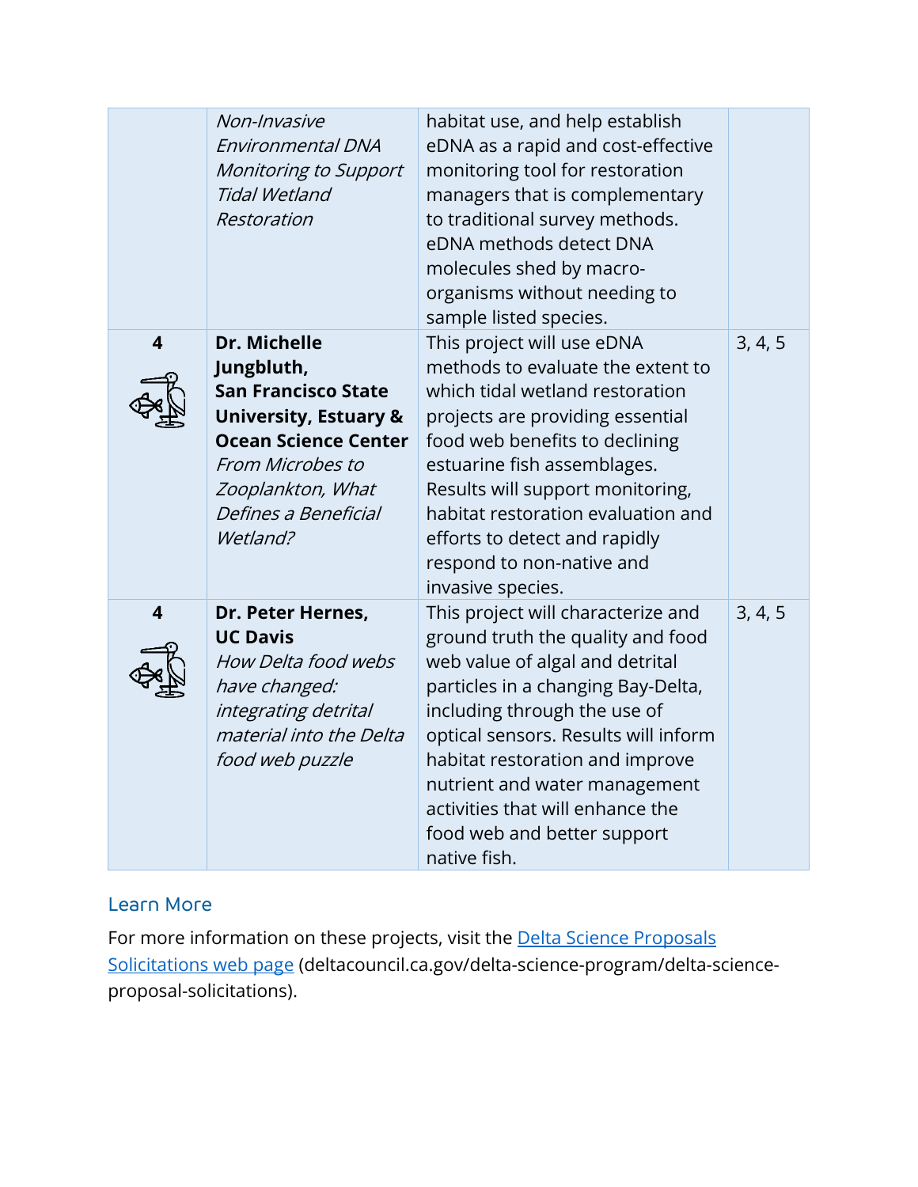| | | | |
|---|---|---|---|
| | *Non-Invasive Environmental DNA Monitoring to Support Tidal Wetland Restoration* | habitat use, and help establish eDNA as a rapid and cost-effective monitoring tool for restoration managers that is complementary to traditional survey methods. eDNA methods detect DNA molecules shed by macro-organisms without needing to sample listed species. | |
| **4** | **Dr. Michelle Jungbluth, San Francisco State University, Estuary & Ocean Science Center** *From Microbes to Zooplankton, What Defines a Beneficial Wetland?* | This project will use eDNA methods to evaluate the extent to which tidal wetland restoration projects are providing essential food web benefits to declining estuarine fish assemblages. Results will support monitoring, habitat restoration evaluation and efforts to detect and rapidly respond to non-native and invasive species. | 3, 4, 5 |
| **4** | **Dr. Peter Hernes, UC Davis** *How Delta food webs have changed: integrating detrital material into the Delta food web puzzle* | This project will characterize and ground truth the quality and food web value of algal and detrital particles in a changing Bay-Delta, including through the use of optical sensors. Results will inform habitat restoration and improve nutrient and water management activities that will enhance the food web and better support native fish. | 3, 4, 5 |

## Learn More

For more information on these projects, visit the [Delta Science Proposals Solicitations web page](deltacouncil.ca.gov/delta-science-program/delta-science-proposal-solicitations) (deltacouncil.ca.gov/delta-science-program/delta-science-proposal-solicitations).